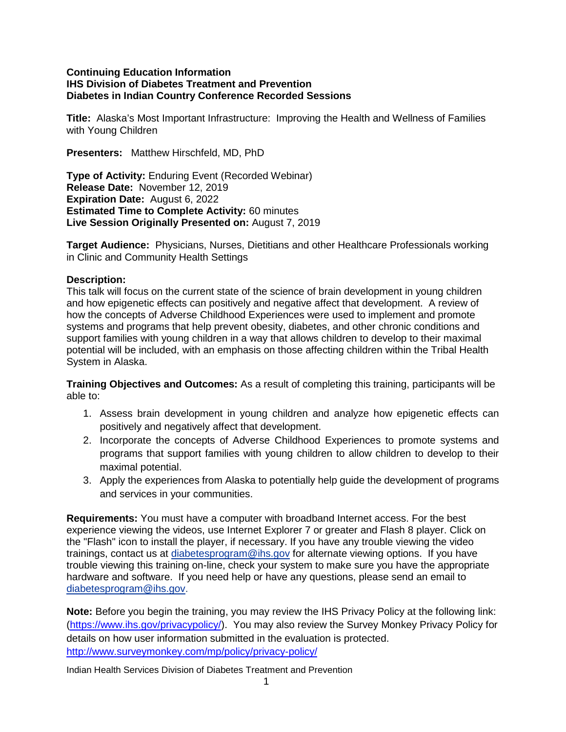**Continuing Education Information**
**IHS Division of Diabetes Treatment and Prevention**
**Diabetes in Indian Country Conference Recorded Sessions**

**Title:** Alaska's Most Important Infrastructure: Improving the Health and Wellness of Families with Young Children

**Presenters:** Matthew Hirschfeld, MD, PhD

**Type of Activity:** Enduring Event (Recorded Webinar)
**Release Date:** November 12, 2019
**Expiration Date:** August 6, 2022
**Estimated Time to Complete Activity:** 60 minutes
**Live Session Originally Presented on:** August 7, 2019

**Target Audience:** Physicians, Nurses, Dietitians and other Healthcare Professionals working in Clinic and Community Health Settings

**Description:**
This talk will focus on the current state of the science of brain development in young children and how epigenetic effects can positively and negative affect that development. A review of how the concepts of Adverse Childhood Experiences were used to implement and promote systems and programs that help prevent obesity, diabetes, and other chronic conditions and support families with young children in a way that allows children to develop to their maximal potential will be included, with an emphasis on those affecting children within the Tribal Health System in Alaska.

**Training Objectives and Outcomes:** As a result of completing this training, participants will be able to:

1. Assess brain development in young children and analyze how epigenetic effects can positively and negatively affect that development.
2. Incorporate the concepts of Adverse Childhood Experiences to promote systems and programs that support families with young children to allow children to develop to their maximal potential.
3. Apply the experiences from Alaska to potentially help guide the development of programs and services in your communities.

**Requirements:** You must have a computer with broadband Internet access. For the best experience viewing the videos, use Internet Explorer 7 or greater and Flash 8 player. Click on the "Flash" icon to install the player, if necessary. If you have any trouble viewing the video trainings, contact us at diabetesprogram@ihs.gov for alternate viewing options. If you have trouble viewing this training on-line, check your system to make sure you have the appropriate hardware and software. If you need help or have any questions, please send an email to diabetesprogram@ihs.gov.

**Note:** Before you begin the training, you may review the IHS Privacy Policy at the following link: (https://www.ihs.gov/privacypolicy/). You may also review the Survey Monkey Privacy Policy for details on how user information submitted in the evaluation is protected. http://www.surveymonkey.com/mp/policy/privacy-policy/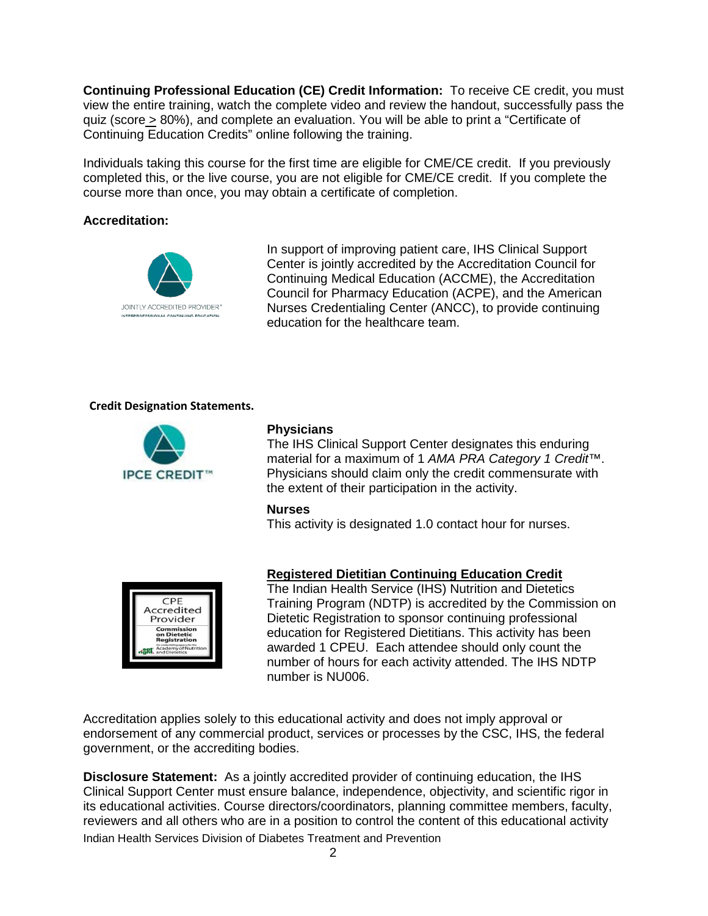**Continuing Professional Education (CE) Credit Information:** To receive CE credit, you must view the entire training, watch the complete video and review the handout, successfully pass the quiz (score ≥ 80%), and complete an evaluation. You will be able to print a "Certificate of Continuing Education Credits" online following the training.

Individuals taking this course for the first time are eligible for CME/CE credit. If you previously completed this, or the live course, you are not eligible for CME/CE credit. If you complete the course more than once, you may obtain a certificate of completion.

**Accreditation:**

In support of improving patient care, IHS Clinical Support Center is jointly accredited by the Accreditation Council for Continuing Medical Education (ACCME), the Accreditation Council for Pharmacy Education (ACPE), and the American Nurses Credentialing Center (ANCC), to provide continuing education for the healthcare team.

**Credit Designation Statements.**

**Physicians**

The IHS Clinical Support Center designates this enduring material for a maximum of 1 *AMA PRA Category 1 Credit*™. Physicians should claim only the credit commensurate with the extent of their participation in the activity.

**Nurses**

This activity is designated 1.0 contact hour for nurses.

**Registered Dietitian Continuing Education Credit**

The Indian Health Service (IHS) Nutrition and Dietetics Training Program (NDTP) is accredited by the Commission on Dietetic Registration to sponsor continuing professional education for Registered Dietitians. This activity has been awarded 1 CPEU. Each attendee should only count the number of hours for each activity attended. The IHS NDTP number is NU006.

Accreditation applies solely to this educational activity and does not imply approval or endorsement of any commercial product, services or processes by the CSC, IHS, the federal government, or the accrediting bodies.

**Disclosure Statement:** As a jointly accredited provider of continuing education, the IHS Clinical Support Center must ensure balance, independence, objectivity, and scientific rigor in its educational activities. Course directors/coordinators, planning committee members, faculty, reviewers and all others who are in a position to control the content of this educational activity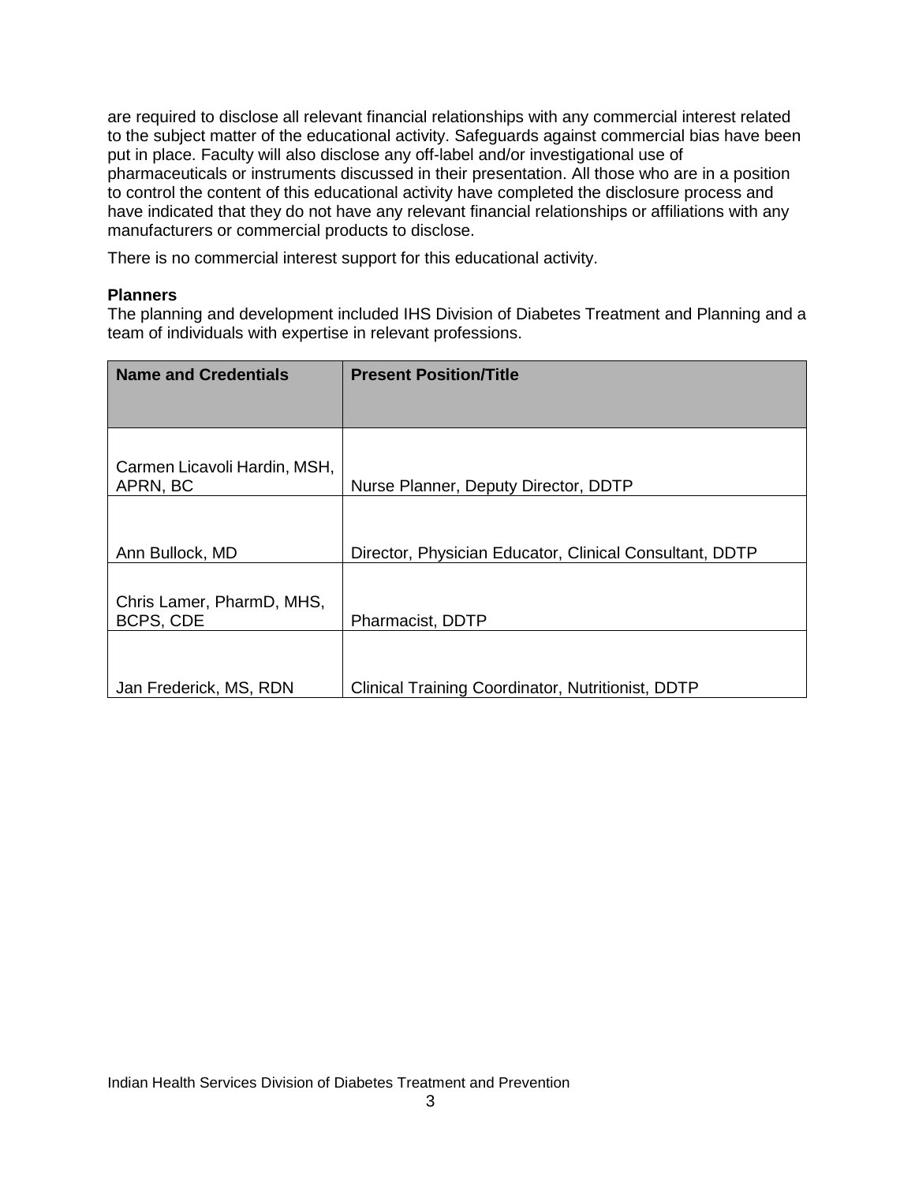are required to disclose all relevant financial relationships with any commercial interest related to the subject matter of the educational activity. Safeguards against commercial bias have been put in place. Faculty will also disclose any off-label and/or investigational use of pharmaceuticals or instruments discussed in their presentation. All those who are in a position to control the content of this educational activity have completed the disclosure process and have indicated that they do not have any relevant financial relationships or affiliations with any manufacturers or commercial products to disclose.

There is no commercial interest support for this educational activity.

**Planners**

The planning and development included IHS Division of Diabetes Treatment and Planning and a team of individuals with expertise in relevant professions.

| Name and Credentials | Present Position/Title |
|---|---|
| Carmen Licavoli Hardin, MSH, APRN, BC | Nurse Planner, Deputy Director, DDTP |
| Ann Bullock, MD | Director, Physician Educator, Clinical Consultant, DDTP |
| Chris Lamer, PharmD, MHS, BCPS, CDE | Pharmacist, DDTP |
| Jan Frederick, MS, RDN | Clinical Training Coordinator, Nutritionist, DDTP |